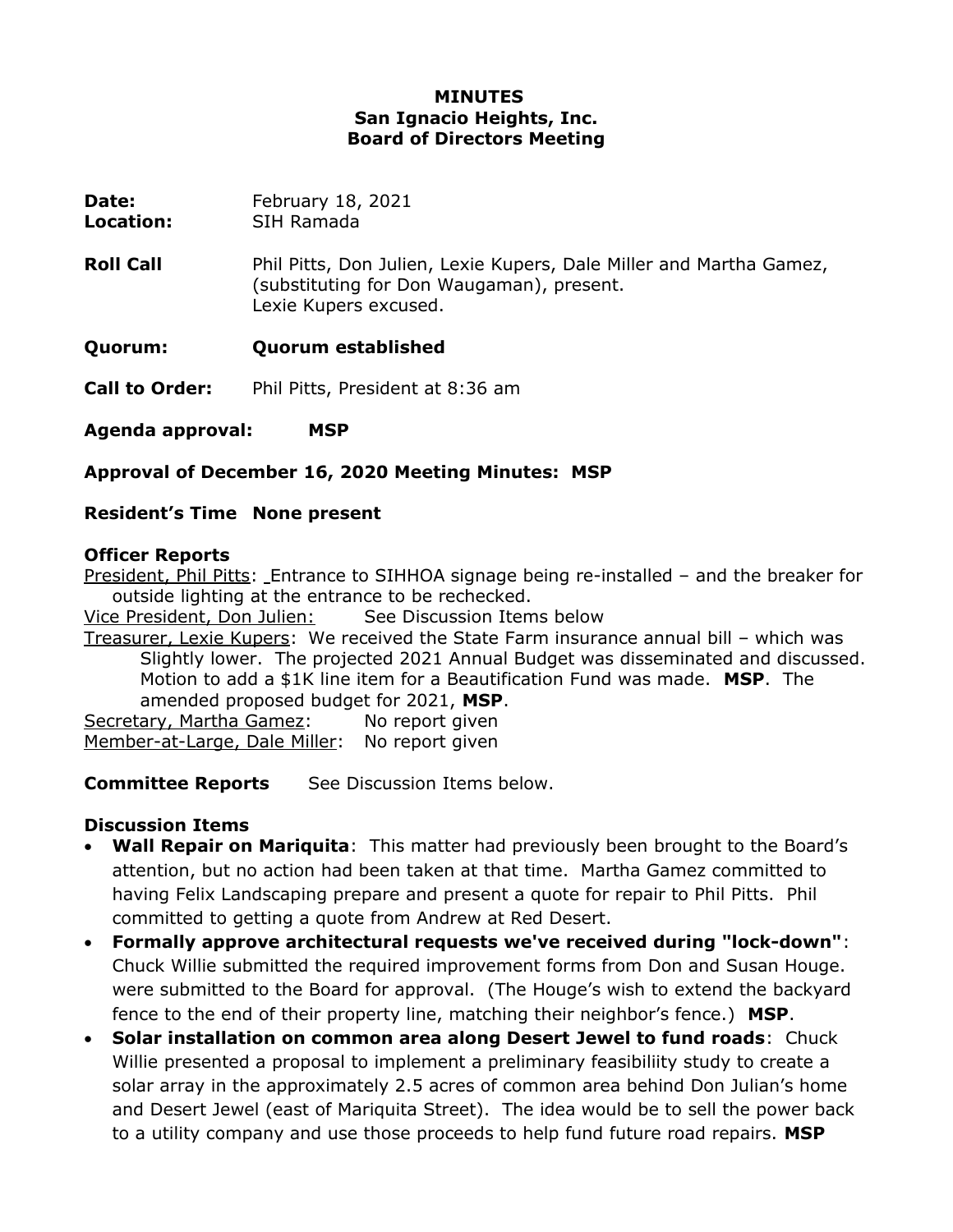**MINUTES**
**San Ignacio Heights, Inc.**
**Board of Directors Meeting**

**Date:** February 18, 2021
**Location:** SIH Ramada

**Roll Call** Phil Pitts, Don Julien, Lexie Kupers, Dale Miller and Martha Gamez, (substituting for Don Waugaman), present.
Lexie Kupers excused.

**Quorum:** **Quorum established**

**Call to Order:** Phil Pitts, President at 8:36 am

**Agenda approval:** **MSP**

**Approval of December 16, 2020 Meeting Minutes: MSP**

**Resident's Time None present**

**Officer Reports**

President, Phil Pitts: Entrance to SIHHOA signage being re-installed – and the breaker for outside lighting at the entrance to be rechecked.

Vice President, Don Julien: See Discussion Items below

Treasurer, Lexie Kupers: We received the State Farm insurance annual bill – which was Slightly lower. The projected 2021 Annual Budget was disseminated and discussed. Motion to add a $1K line item for a Beautification Fund was made. **MSP**. The amended proposed budget for 2021, **MSP**.

Secretary, Martha Gamez: No report given

Member-at-Large, Dale Miller: No report given

**Committee Reports** See Discussion Items below.

**Discussion Items**

- **Wall Repair on Mariquita**: This matter had previously been brought to the Board's attention, but no action had been taken at that time. Martha Gamez committed to having Felix Landscaping prepare and present a quote for repair to Phil Pitts. Phil committed to getting a quote from Andrew at Red Desert.
- **Formally approve architectural requests we've received during "lock-down"**: Chuck Willie submitted the required improvement forms from Don and Susan Houge. were submitted to the Board for approval. (The Houge's wish to extend the backyard fence to the end of their property line, matching their neighbor's fence.) **MSP**.
- **Solar installation on common area along Desert Jewel to fund roads**: Chuck Willie presented a proposal to implement a preliminary feasibiliity study to create a solar array in the approximately 2.5 acres of common area behind Don Julian's home and Desert Jewel (east of Mariquita Street). The idea would be to sell the power back to a utility company and use those proceeds to help fund future road repairs. **MSP**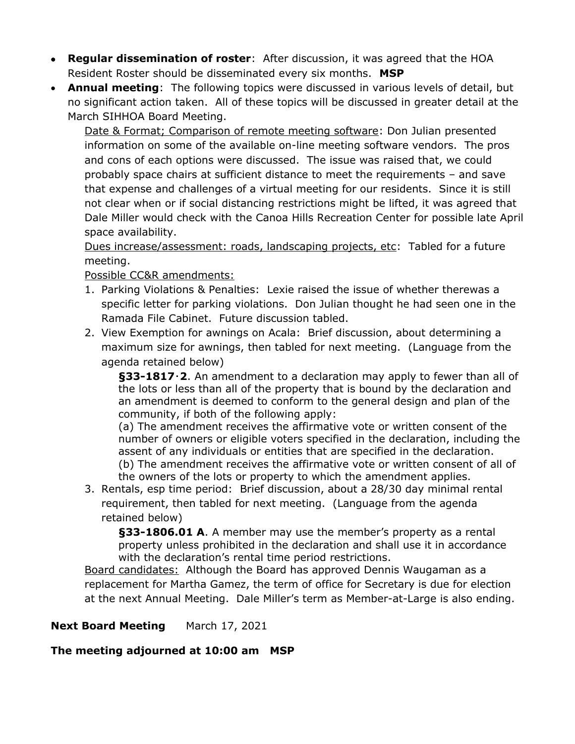- **Regular dissemination of roster**: After discussion, it was agreed that the HOA Resident Roster should be disseminated every six months. **MSP**
- **Annual meeting**: The following topics were discussed in various levels of detail, but no significant action taken. All of these topics will be discussed in greater detail at the March SIHHOA Board Meeting.

  Date & Format; Comparison of remote meeting software: Don Julian presented information on some of the available on-line meeting software vendors. The pros and cons of each options were discussed. The issue was raised that, we could probably space chairs at sufficient distance to meet the requirements – and save that expense and challenges of a virtual meeting for our residents. Since it is still not clear when or if social distancing restrictions might be lifted, it was agreed that Dale Miller would check with the Canoa Hills Recreation Center for possible late April space availability.

  Dues increase/assessment: roads, landscaping projects, etc: Tabled for a future meeting.

  Possible CC&R amendments:

  1. Parking Violations & Penalties: Lexie raised the issue of whether therewas a specific letter for parking violations. Don Julian thought he had seen one in the Ramada File Cabinet. Future discussion tabled.
  2. View Exemption for awnings on Acala: Brief discussion, about determining a maximum size for awnings, then tabled for next meeting. (Language from the agenda retained below)

     **§33-1817·2**. An amendment to a declaration may apply to fewer than all of the lots or less than all of the property that is bound by the declaration and an amendment is deemed to conform to the general design and plan of the community, if both of the following apply:
     (a) The amendment receives the affirmative vote or written consent of the number of owners or eligible voters specified in the declaration, including the assent of any individuals or entities that are specified in the declaration.
     (b) The amendment receives the affirmative vote or written consent of all of the owners of the lots or property to which the amendment applies.
  3. Rentals, esp time period: Brief discussion, about a 28/30 day minimal rental requirement, then tabled for next meeting. (Language from the agenda retained below)

     **§33-1806.01 A**. A member may use the member's property as a rental property unless prohibited in the declaration and shall use it in accordance with the declaration's rental time period restrictions.

  Board candidates: Although the Board has approved Dennis Waugaman as a replacement for Martha Gamez, the term of office for Secretary is due for election at the next Annual Meeting. Dale Miller's term as Member-at-Large is also ending.

**Next Board Meeting** March 17, 2021

**The meeting adjourned at 10:00 am MSP**